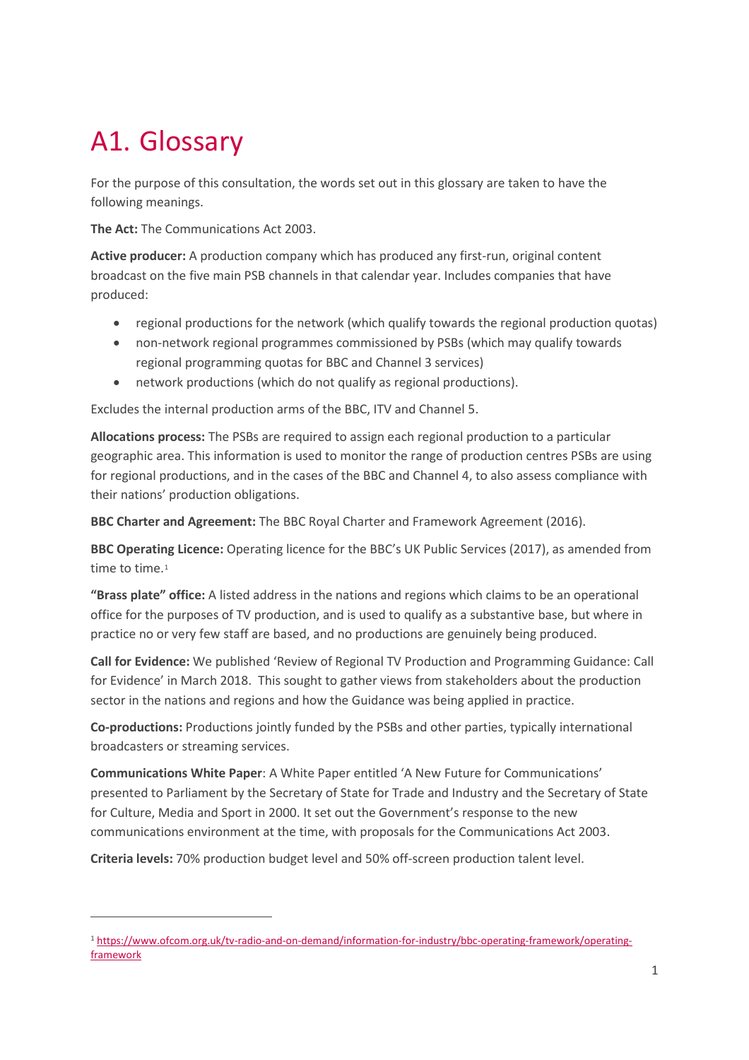# A1. Glossary

For the purpose of this consultation, the words set out in this glossary are taken to have the following meanings.

**The Act:** The Communications Act 2003.

**Active producer:** A production company which has produced any first-run, original content broadcast on the five main PSB channels in that calendar year. Includes companies that have produced:

- regional productions for the network (which qualify towards the regional production quotas)
- non-network regional programmes commissioned by PSBs (which may qualify towards regional programming quotas for BBC and Channel 3 services)
- network productions (which do not qualify as regional productions).

Excludes the internal production arms of the BBC, ITV and Channel 5.

**Allocations process:** The PSBs are required to assign each regional production to a particular geographic area. This information is used to monitor the range of production centres PSBs are using for regional productions, and in the cases of the BBC and Channel 4, to also assess compliance with their nations' production obligations.

**BBC Charter and Agreement:** The BBC Royal Charter and Framework Agreement (2016).

**BBC Operating Licence:** Operating licence for the BBC's UK Public Services (2017), as amended from time to time.[1]

**"Brass plate" office:** A listed address in the nations and regions which claims to be an operational office for the purposes of TV production, and is used to qualify as a substantive base, but where in practice no or very few staff are based, and no productions are genuinely being produced.

**Call for Evidence:** We published 'Review of Regional TV Production and Programming Guidance: Call for Evidence' in March 2018. This sought to gather views from stakeholders about the production sector in the nations and regions and how the Guidance was being applied in practice.

**Co-productions:** Productions jointly funded by the PSBs and other parties, typically international broadcasters or streaming services.

**Communications White Paper**: A White Paper entitled 'A New Future for Communications' presented to Parliament by the Secretary of State for Trade and Industry and the Secretary of State for Culture, Media and Sport in 2000. It set out the Government's response to the new communications environment at the time, with proposals for the Communications Act 2003.

**Criteria levels:** 70% production budget level and 50% off-screen production talent level.

---

[1] https://www.ofcom.org.uk/tv-radio-and-on-demand/information-for-industry/bbc-operating-framework/operating-framework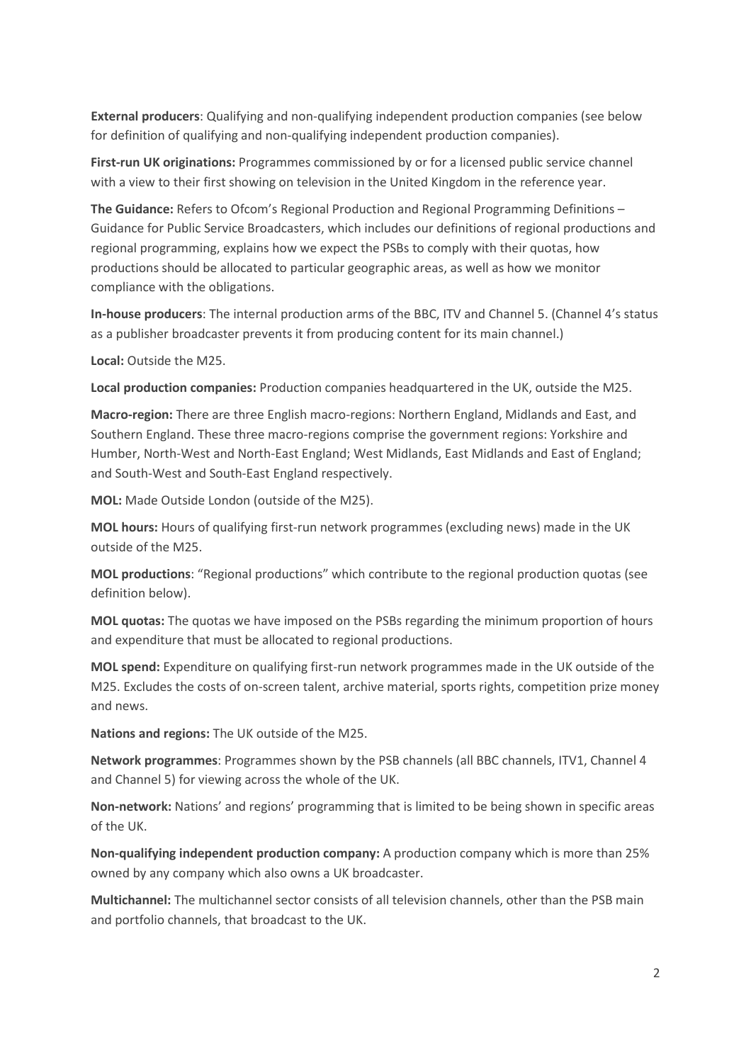**External producers**: Qualifying and non-qualifying independent production companies (see below for definition of qualifying and non-qualifying independent production companies).

**First-run UK originations:** Programmes commissioned by or for a licensed public service channel with a view to their first showing on television in the United Kingdom in the reference year.

**The Guidance:** Refers to Ofcom's Regional Production and Regional Programming Definitions – Guidance for Public Service Broadcasters, which includes our definitions of regional productions and regional programming, explains how we expect the PSBs to comply with their quotas, how productions should be allocated to particular geographic areas, as well as how we monitor compliance with the obligations.

**In-house producers**: The internal production arms of the BBC, ITV and Channel 5. (Channel 4's status as a publisher broadcaster prevents it from producing content for its main channel.)

**Local:** Outside the M25.

**Local production companies:** Production companies headquartered in the UK, outside the M25.

**Macro-region:** There are three English macro-regions: Northern England, Midlands and East, and Southern England. These three macro-regions comprise the government regions: Yorkshire and Humber, North-West and North-East England; West Midlands, East Midlands and East of England; and South-West and South-East England respectively.

**MOL:** Made Outside London (outside of the M25).

**MOL hours:** Hours of qualifying first-run network programmes (excluding news) made in the UK outside of the M25.

**MOL productions**: "Regional productions" which contribute to the regional production quotas (see definition below).

**MOL quotas:** The quotas we have imposed on the PSBs regarding the minimum proportion of hours and expenditure that must be allocated to regional productions.

**MOL spend:** Expenditure on qualifying first-run network programmes made in the UK outside of the M25. Excludes the costs of on-screen talent, archive material, sports rights, competition prize money and news.

**Nations and regions:** The UK outside of the M25.

**Network programmes**: Programmes shown by the PSB channels (all BBC channels, ITV1, Channel 4 and Channel 5) for viewing across the whole of the UK.

**Non-network:** Nations' and regions' programming that is limited to be being shown in specific areas of the UK.

**Non-qualifying independent production company:** A production company which is more than 25% owned by any company which also owns a UK broadcaster.

**Multichannel:** The multichannel sector consists of all television channels, other than the PSB main and portfolio channels, that broadcast to the UK.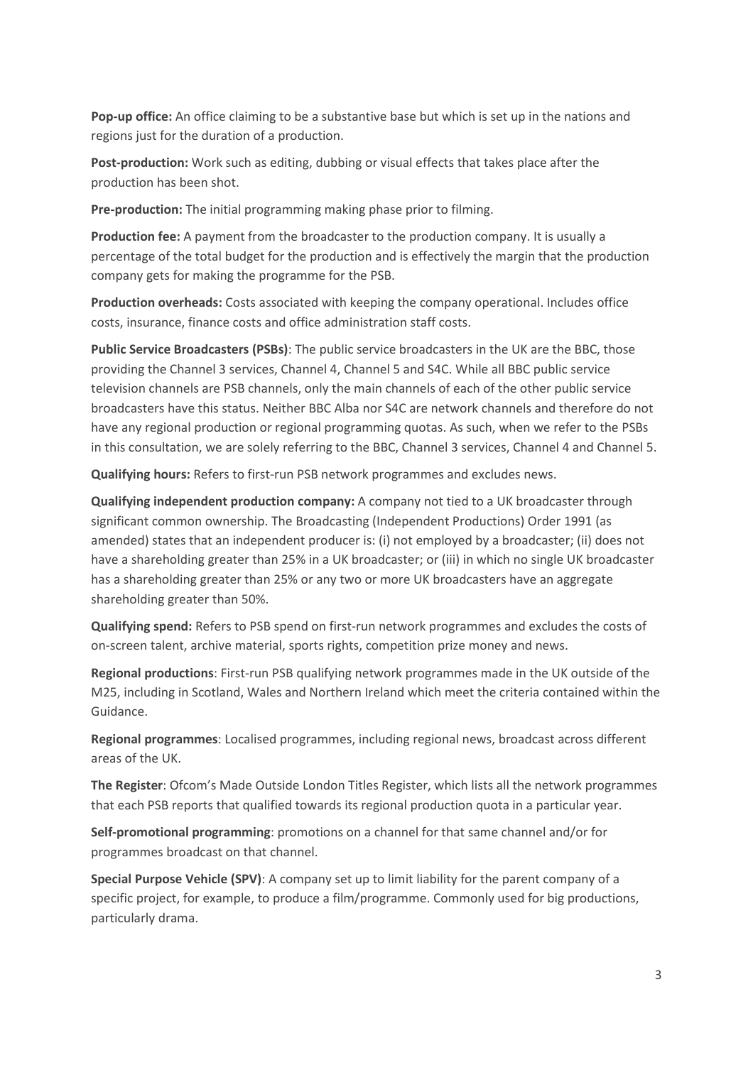**Pop-up office:** An office claiming to be a substantive base but which is set up in the nations and regions just for the duration of a production.

**Post-production:** Work such as editing, dubbing or visual effects that takes place after the production has been shot.

**Pre-production:** The initial programming making phase prior to filming.

**Production fee:** A payment from the broadcaster to the production company. It is usually a percentage of the total budget for the production and is effectively the margin that the production company gets for making the programme for the PSB.

**Production overheads:** Costs associated with keeping the company operational. Includes office costs, insurance, finance costs and office administration staff costs.

**Public Service Broadcasters (PSBs)**: The public service broadcasters in the UK are the BBC, those providing the Channel 3 services, Channel 4, Channel 5 and S4C. While all BBC public service television channels are PSB channels, only the main channels of each of the other public service broadcasters have this status. Neither BBC Alba nor S4C are network channels and therefore do not have any regional production or regional programming quotas. As such, when we refer to the PSBs in this consultation, we are solely referring to the BBC, Channel 3 services, Channel 4 and Channel 5.

**Qualifying hours:** Refers to first-run PSB network programmes and excludes news.

**Qualifying independent production company:** A company not tied to a UK broadcaster through significant common ownership. The Broadcasting (Independent Productions) Order 1991 (as amended) states that an independent producer is: (i) not employed by a broadcaster; (ii) does not have a shareholding greater than 25% in a UK broadcaster; or (iii) in which no single UK broadcaster has a shareholding greater than 25% or any two or more UK broadcasters have an aggregate shareholding greater than 50%.

**Qualifying spend:** Refers to PSB spend on first-run network programmes and excludes the costs of on-screen talent, archive material, sports rights, competition prize money and news.

**Regional productions**: First-run PSB qualifying network programmes made in the UK outside of the M25, including in Scotland, Wales and Northern Ireland which meet the criteria contained within the Guidance.

**Regional programmes**: Localised programmes, including regional news, broadcast across different areas of the UK.

**The Register**: Ofcom's Made Outside London Titles Register, which lists all the network programmes that each PSB reports that qualified towards its regional production quota in a particular year.

**Self-promotional programming**: promotions on a channel for that same channel and/or for programmes broadcast on that channel.

**Special Purpose Vehicle (SPV)**: A company set up to limit liability for the parent company of a specific project, for example, to produce a film/programme. Commonly used for big productions, particularly drama.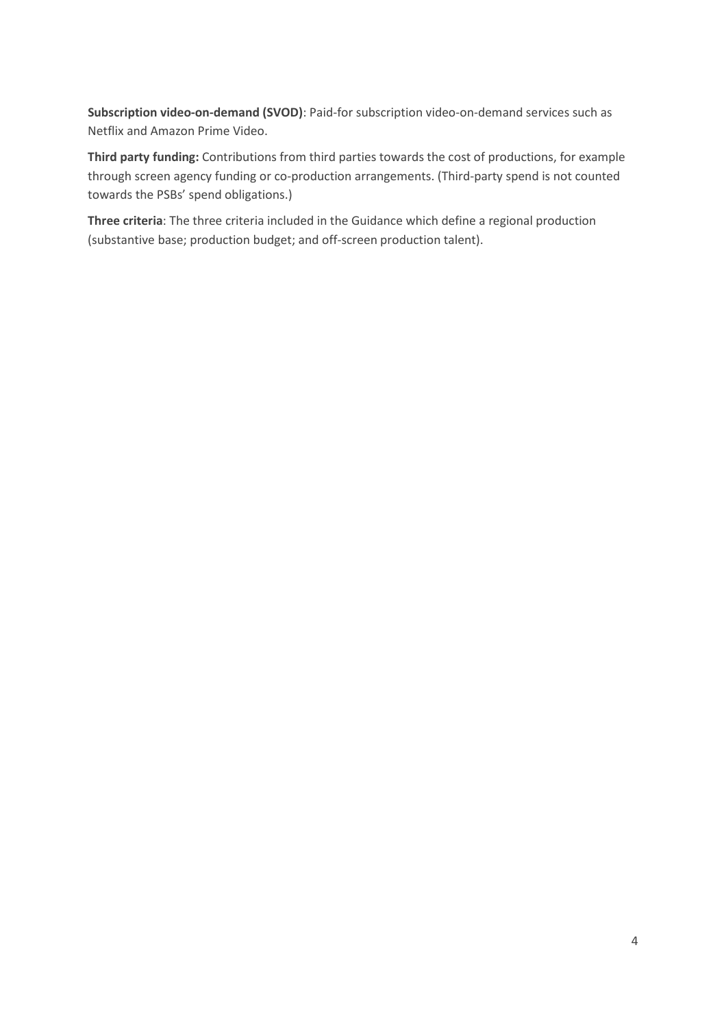**Subscription video-on-demand (SVOD)**: Paid-for subscription video-on-demand services such as Netflix and Amazon Prime Video.

**Third party funding:** Contributions from third parties towards the cost of productions, for example through screen agency funding or co-production arrangements. (Third-party spend is not counted towards the PSBs' spend obligations.)

**Three criteria**: The three criteria included in the Guidance which define a regional production (substantive base; production budget; and off-screen production talent).